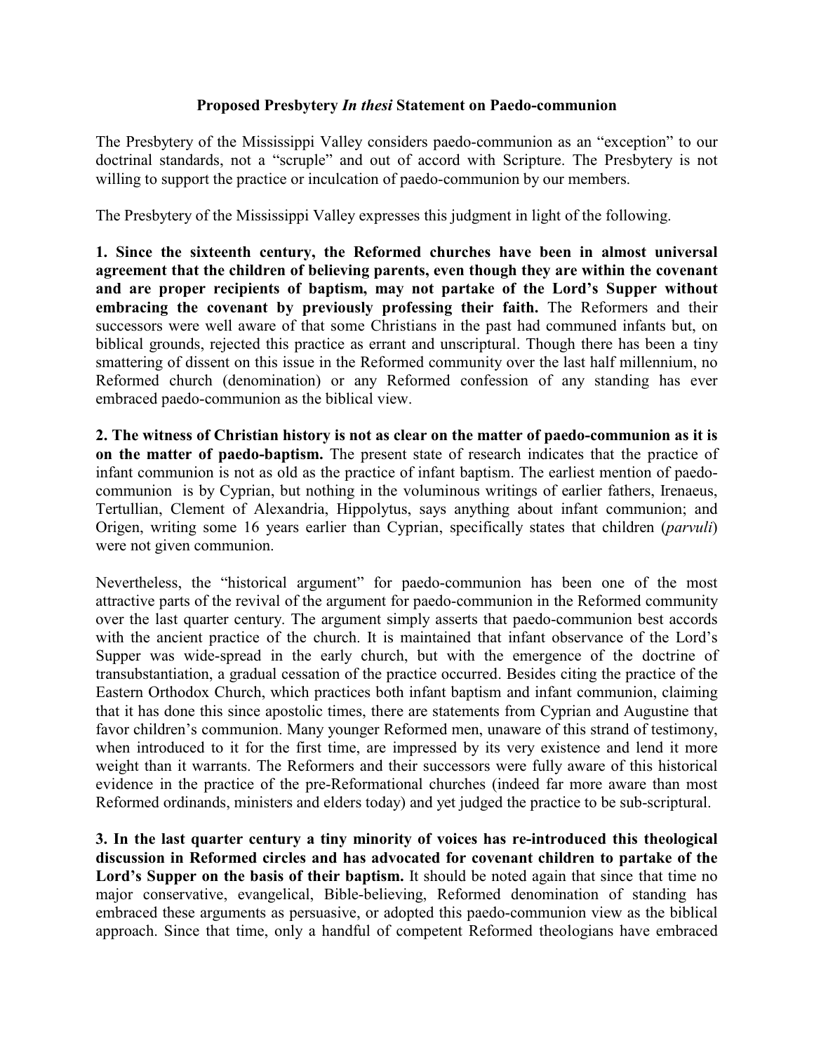# Proposed Presbytery *In thesi* Statement on Paedo-communion

The Presbytery of the Mississippi Valley considers paedo-communion as an "exception" to our doctrinal standards, not a "scruple" and out of accord with Scripture. The Presbytery is not willing to support the practice or inculcation of paedo-communion by our members.

The Presbytery of the Mississippi Valley expresses this judgment in light of the following.

**1. Since the sixteenth century, the Reformed churches have been in almost universal agreement that the children of believing parents, even though they are within the covenant and are proper recipients of baptism, may not partake of the Lord's Supper without embracing the covenant by previously professing their faith.** The Reformers and their successors were well aware of that some Christians in the past had communed infants but, on biblical grounds, rejected this practice as errant and unscriptural. Though there has been a tiny smattering of dissent on this issue in the Reformed community over the last half millennium, no Reformed church (denomination) or any Reformed confession of any standing has ever embraced paedo-communion as the biblical view.

**2. The witness of Christian history is not as clear on the matter of paedo-communion as it is on the matter of paedo-baptism.** The present state of research indicates that the practice of infant communion is not as old as the practice of infant baptism. The earliest mention of paedo-communion is by Cyprian, but nothing in the voluminous writings of earlier fathers, Irenaeus, Tertullian, Clement of Alexandria, Hippolytus, says anything about infant communion; and Origen, writing some 16 years earlier than Cyprian, specifically states that children (*parvuli*) were not given communion.

Nevertheless, the "historical argument" for paedo-communion has been one of the most attractive parts of the revival of the argument for paedo-communion in the Reformed community over the last quarter century. The argument simply asserts that paedo-communion best accords with the ancient practice of the church. It is maintained that infant observance of the Lord's Supper was wide-spread in the early church, but with the emergence of the doctrine of transubstantiation, a gradual cessation of the practice occurred. Besides citing the practice of the Eastern Orthodox Church, which practices both infant baptism and infant communion, claiming that it has done this since apostolic times, there are statements from Cyprian and Augustine that favor children's communion. Many younger Reformed men, unaware of this strand of testimony, when introduced to it for the first time, are impressed by its very existence and lend it more weight than it warrants. The Reformers and their successors were fully aware of this historical evidence in the practice of the pre-Reformational churches (indeed far more aware than most Reformed ordinands, ministers and elders today) and yet judged the practice to be sub-scriptural.

**3. In the last quarter century a tiny minority of voices has re-introduced this theological discussion in Reformed circles and has advocated for covenant children to partake of the Lord's Supper on the basis of their baptism.** It should be noted again that since that time no major conservative, evangelical, Bible-believing, Reformed denomination of standing has embraced these arguments as persuasive, or adopted this paedo-communion view as the biblical approach. Since that time, only a handful of competent Reformed theologians have embraced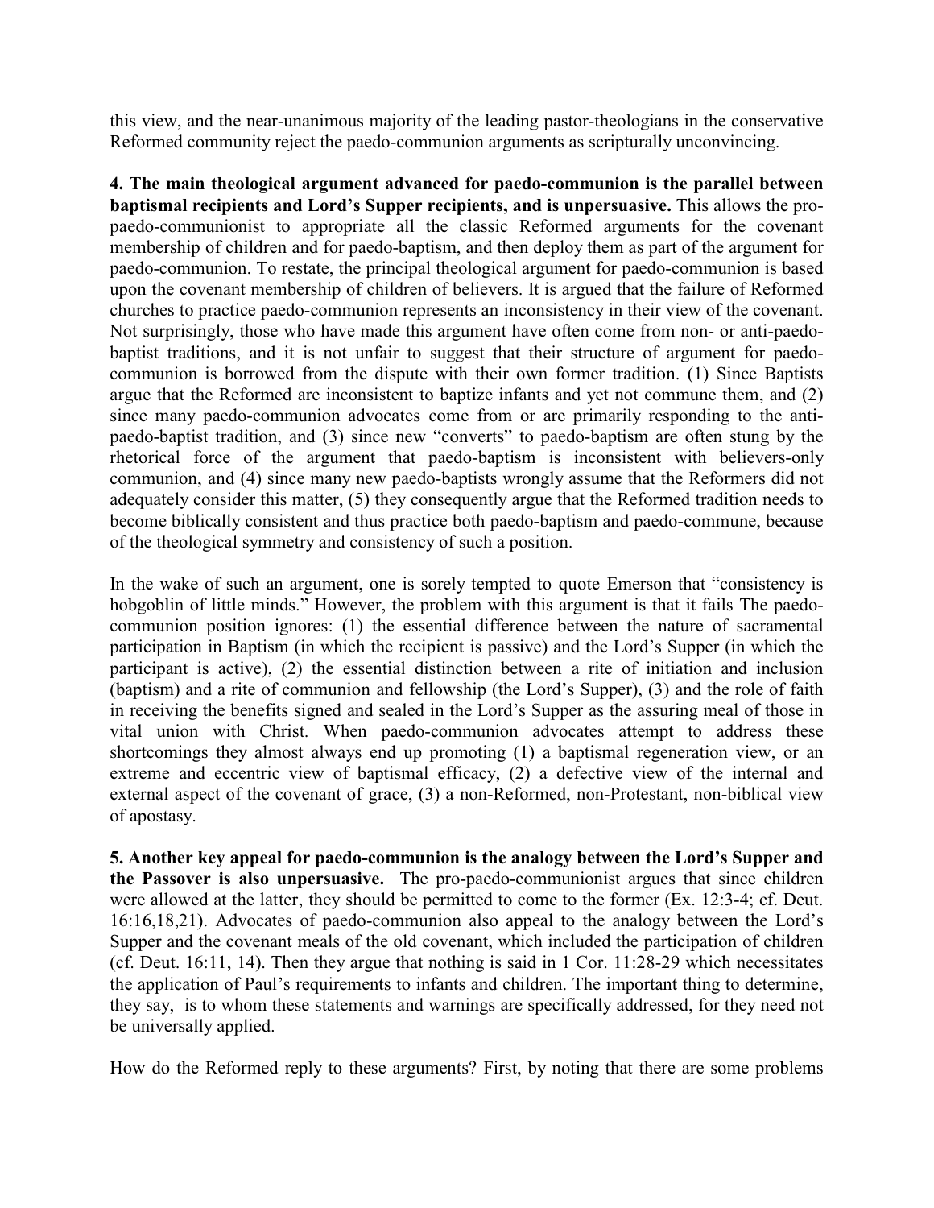this view, and the near-unanimous majority of the leading pastor-theologians in the conservative Reformed community reject the paedo-communion arguments as scripturally unconvincing.

**4. The main theological argument advanced for paedo-communion is the parallel between baptismal recipients and Lord's Supper recipients, and is unpersuasive.** This allows the pro-paedo-communionist to appropriate all the classic Reformed arguments for the covenant membership of children and for paedo-baptism, and then deploy them as part of the argument for paedo-communion. To restate, the principal theological argument for paedo-communion is based upon the covenant membership of children of believers. It is argued that the failure of Reformed churches to practice paedo-communion represents an inconsistency in their view of the covenant. Not surprisingly, those who have made this argument have often come from non- or anti-paedo-baptist traditions, and it is not unfair to suggest that their structure of argument for paedo-communion is borrowed from the dispute with their own former tradition. (1) Since Baptists argue that the Reformed are inconsistent to baptize infants and yet not commune them, and (2) since many paedo-communion advocates come from or are primarily responding to the anti-paedo-baptist tradition, and (3) since new "converts" to paedo-baptism are often stung by the rhetorical force of the argument that paedo-baptism is inconsistent with believers-only communion, and (4) since many new paedo-baptists wrongly assume that the Reformers did not adequately consider this matter, (5) they consequently argue that the Reformed tradition needs to become biblically consistent and thus practice both paedo-baptism and paedo-commune, because of the theological symmetry and consistency of such a position.

In the wake of such an argument, one is sorely tempted to quote Emerson that "consistency is hobgoblin of little minds." However, the problem with this argument is that it fails The paedo-communion position ignores: (1) the essential difference between the nature of sacramental participation in Baptism (in which the recipient is passive) and the Lord's Supper (in which the participant is active), (2) the essential distinction between a rite of initiation and inclusion (baptism) and a rite of communion and fellowship (the Lord's Supper), (3) and the role of faith in receiving the benefits signed and sealed in the Lord's Supper as the assuring meal of those in vital union with Christ. When paedo-communion advocates attempt to address these shortcomings they almost always end up promoting (1) a baptismal regeneration view, or an extreme and eccentric view of baptismal efficacy, (2) a defective view of the internal and external aspect of the covenant of grace, (3) a non-Reformed, non-Protestant, non-biblical view of apostasy.

**5. Another key appeal for paedo-communion is the analogy between the Lord's Supper and the Passover is also unpersuasive.** The pro-paedo-communionist argues that since children were allowed at the latter, they should be permitted to come to the former (Ex. 12:3-4; cf. Deut. 16:16,18,21). Advocates of paedo-communion also appeal to the analogy between the Lord's Supper and the covenant meals of the old covenant, which included the participation of children (cf. Deut. 16:11, 14). Then they argue that nothing is said in 1 Cor. 11:28-29 which necessitates the application of Paul's requirements to infants and children. The important thing to determine, they say, is to whom these statements and warnings are specifically addressed, for they need not be universally applied.

How do the Reformed reply to these arguments? First, by noting that there are some problems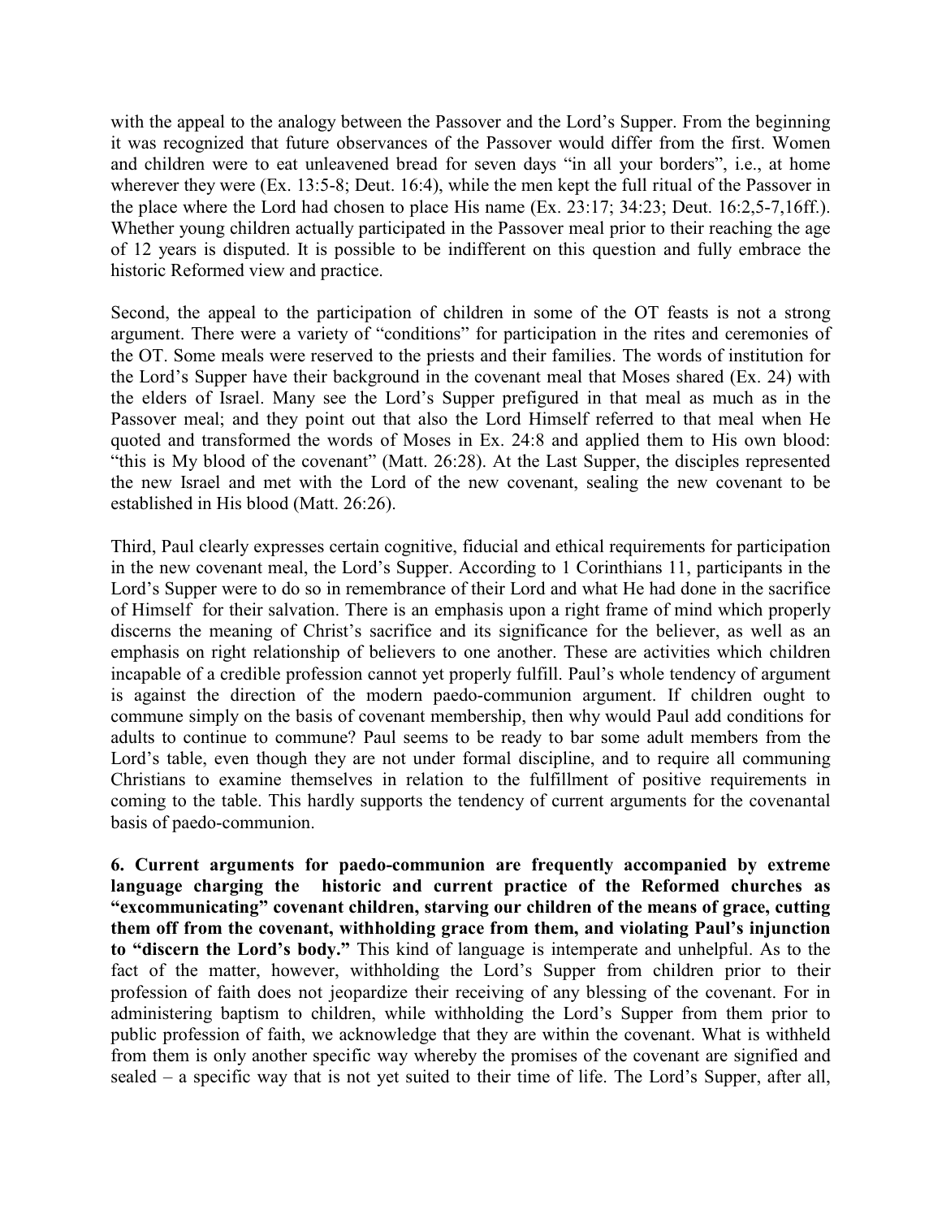with the appeal to the analogy between the Passover and the Lord's Supper. From the beginning it was recognized that future observances of the Passover would differ from the first. Women and children were to eat unleavened bread for seven days "in all your borders", i.e., at home wherever they were (Ex. 13:5-8; Deut. 16:4), while the men kept the full ritual of the Passover in the place where the Lord had chosen to place His name (Ex. 23:17; 34:23; Deut. 16:2,5-7,16ff.). Whether young children actually participated in the Passover meal prior to their reaching the age of 12 years is disputed. It is possible to be indifferent on this question and fully embrace the historic Reformed view and practice.

Second, the appeal to the participation of children in some of the OT feasts is not a strong argument. There were a variety of "conditions" for participation in the rites and ceremonies of the OT. Some meals were reserved to the priests and their families. The words of institution for the Lord's Supper have their background in the covenant meal that Moses shared (Ex. 24) with the elders of Israel. Many see the Lord's Supper prefigured in that meal as much as in the Passover meal; and they point out that also the Lord Himself referred to that meal when He quoted and transformed the words of Moses in Ex. 24:8 and applied them to His own blood: "this is My blood of the covenant" (Matt. 26:28). At the Last Supper, the disciples represented the new Israel and met with the Lord of the new covenant, sealing the new covenant to be established in His blood (Matt. 26:26).

Third, Paul clearly expresses certain cognitive, fiducial and ethical requirements for participation in the new covenant meal, the Lord's Supper. According to 1 Corinthians 11, participants in the Lord's Supper were to do so in remembrance of their Lord and what He had done in the sacrifice of Himself for their salvation. There is an emphasis upon a right frame of mind which properly discerns the meaning of Christ's sacrifice and its significance for the believer, as well as an emphasis on right relationship of believers to one another. These are activities which children incapable of a credible profession cannot yet properly fulfill. Paul's whole tendency of argument is against the direction of the modern paedo-communion argument. If children ought to commune simply on the basis of covenant membership, then why would Paul add conditions for adults to continue to commune? Paul seems to be ready to bar some adult members from the Lord's table, even though they are not under formal discipline, and to require all communing Christians to examine themselves in relation to the fulfillment of positive requirements in coming to the table. This hardly supports the tendency of current arguments for the covenantal basis of paedo-communion.

**6. Current arguments for paedo-communion are frequently accompanied by extreme language charging the historic and current practice of the Reformed churches as "excommunicating" covenant children, starving our children of the means of grace, cutting them off from the covenant, withholding grace from them, and violating Paul's injunction to "discern the Lord's body."** This kind of language is intemperate and unhelpful. As to the fact of the matter, however, withholding the Lord's Supper from children prior to their profession of faith does not jeopardize their receiving of any blessing of the covenant. For in administering baptism to children, while withholding the Lord's Supper from them prior to public profession of faith, we acknowledge that they are within the covenant. What is withheld from them is only another specific way whereby the promises of the covenant are signified and sealed – a specific way that is not yet suited to their time of life. The Lord's Supper, after all,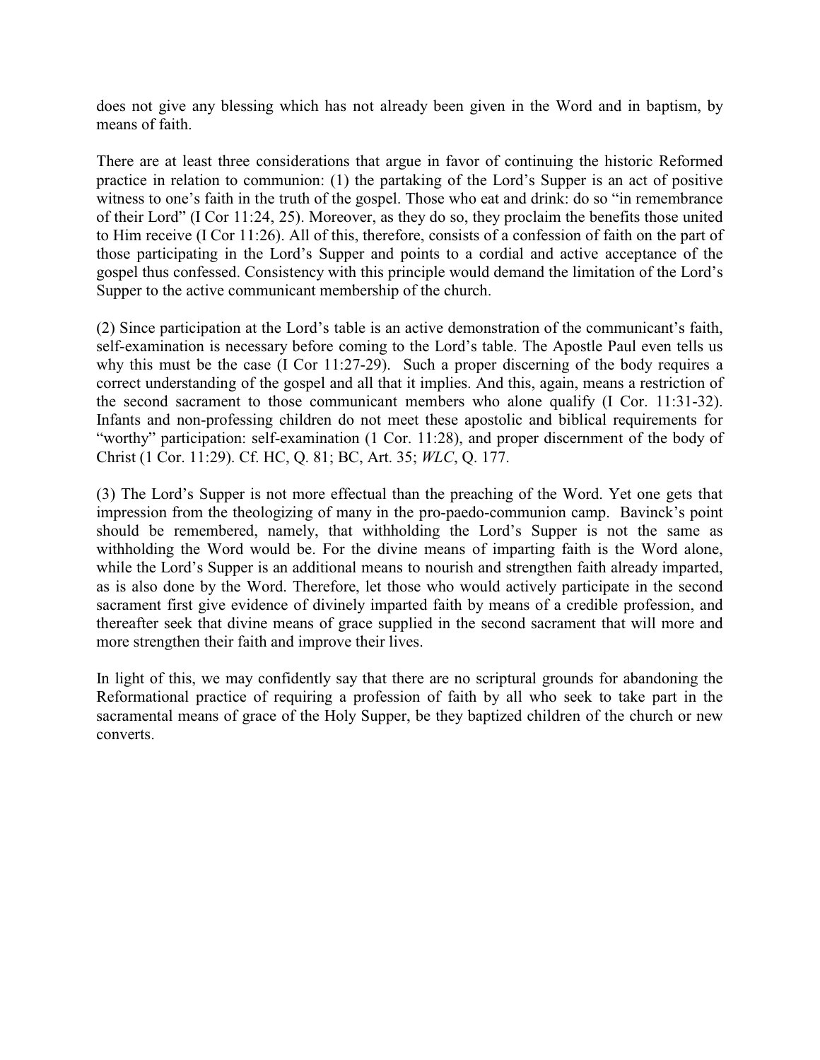does not give any blessing which has not already been given in the Word and in baptism, by means of faith.

There are at least three considerations that argue in favor of continuing the historic Reformed practice in relation to communion: (1) the partaking of the Lord's Supper is an act of positive witness to one's faith in the truth of the gospel. Those who eat and drink: do so "in remembrance of their Lord" (I Cor 11:24, 25). Moreover, as they do so, they proclaim the benefits those united to Him receive (I Cor 11:26). All of this, therefore, consists of a confession of faith on the part of those participating in the Lord's Supper and points to a cordial and active acceptance of the gospel thus confessed. Consistency with this principle would demand the limitation of the Lord's Supper to the active communicant membership of the church.

(2) Since participation at the Lord's table is an active demonstration of the communicant's faith, self-examination is necessary before coming to the Lord's table. The Apostle Paul even tells us why this must be the case (I Cor 11:27-29). Such a proper discerning of the body requires a correct understanding of the gospel and all that it implies. And this, again, means a restriction of the second sacrament to those communicant members who alone qualify (I Cor. 11:31-32). Infants and non-professing children do not meet these apostolic and biblical requirements for "worthy" participation: self-examination (1 Cor. 11:28), and proper discernment of the body of Christ (1 Cor. 11:29). Cf. HC, Q. 81; BC, Art. 35; *WLC*, Q. 177.

(3) The Lord's Supper is not more effectual than the preaching of the Word. Yet one gets that impression from the theologizing of many in the pro-paedo-communion camp. Bavinck's point should be remembered, namely, that withholding the Lord's Supper is not the same as withholding the Word would be. For the divine means of imparting faith is the Word alone, while the Lord's Supper is an additional means to nourish and strengthen faith already imparted, as is also done by the Word. Therefore, let those who would actively participate in the second sacrament first give evidence of divinely imparted faith by means of a credible profession, and thereafter seek that divine means of grace supplied in the second sacrament that will more and more strengthen their faith and improve their lives.

In light of this, we may confidently say that there are no scriptural grounds for abandoning the Reformational practice of requiring a profession of faith by all who seek to take part in the sacramental means of grace of the Holy Supper, be they baptized children of the church or new converts.